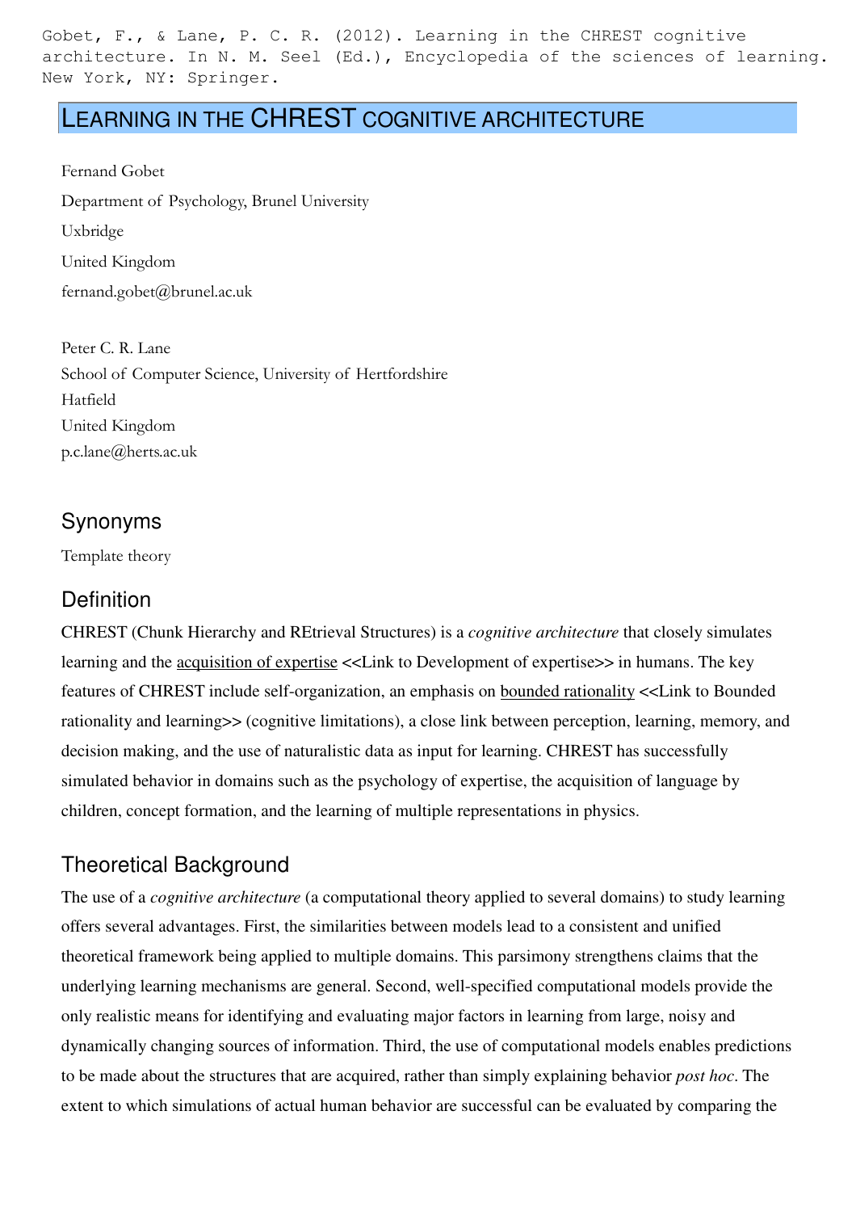Gobet, F., & Lane, P. C. R. (2012). Learning in the CHREST cognitive architecture. In N. M. Seel (Ed.), Encyclopedia of the sciences of learning. New York, NY: Springer.

# LEARNING IN THE CHREST COGNITIVE ARCHITECTURE

Fernand Gobet
Department of Psychology, Brunel University
Uxbridge
United Kingdom
fernand.gobet@brunel.ac.uk

Peter C. R. Lane
School of Computer Science, University of Hertfordshire
Hatfield
United Kingdom
p.c.lane@herts.ac.uk

## Synonyms

Template theory

## Definition

CHREST (Chunk Hierarchy and REtrieval Structures) is a *cognitive architecture* that closely simulates learning and the acquisition of expertise <<Link to Development of expertise>> in humans. The key features of CHREST include self-organization, an emphasis on bounded rationality <<Link to Bounded rationality and learning>> (cognitive limitations), a close link between perception, learning, memory, and decision making, and the use of naturalistic data as input for learning. CHREST has successfully simulated behavior in domains such as the psychology of expertise, the acquisition of language by children, concept formation, and the learning of multiple representations in physics.

## Theoretical Background

The use of a *cognitive architecture* (a computational theory applied to several domains) to study learning offers several advantages. First, the similarities between models lead to a consistent and unified theoretical framework being applied to multiple domains. This parsimony strengthens claims that the underlying learning mechanisms are general. Second, well-specified computational models provide the only realistic means for identifying and evaluating major factors in learning from large, noisy and dynamically changing sources of information. Third, the use of computational models enables predictions to be made about the structures that are acquired, rather than simply explaining behavior *post hoc*. The extent to which simulations of actual human behavior are successful can be evaluated by comparing the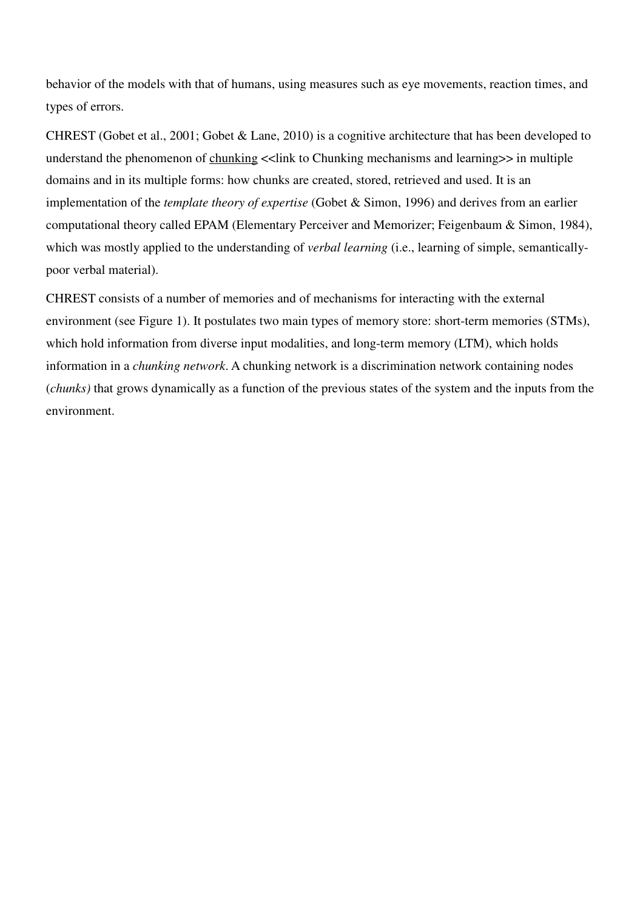behavior of the models with that of humans, using measures such as eye movements, reaction times, and types of errors.

CHREST (Gobet et al., 2001; Gobet & Lane, 2010) is a cognitive architecture that has been developed to understand the phenomenon of chunking <<link to Chunking mechanisms and learning>> in multiple domains and in its multiple forms: how chunks are created, stored, retrieved and used. It is an implementation of the *template theory of expertise* (Gobet & Simon, 1996) and derives from an earlier computational theory called EPAM (Elementary Perceiver and Memorizer; Feigenbaum & Simon, 1984), which was mostly applied to the understanding of *verbal learning* (i.e., learning of simple, semantically-poor verbal material).

CHREST consists of a number of memories and of mechanisms for interacting with the external environment (see Figure 1). It postulates two main types of memory store: short-term memories (STMs), which hold information from diverse input modalities, and long-term memory (LTM), which holds information in a *chunking network*. A chunking network is a discrimination network containing nodes (*chunks)* that grows dynamically as a function of the previous states of the system and the inputs from the environment.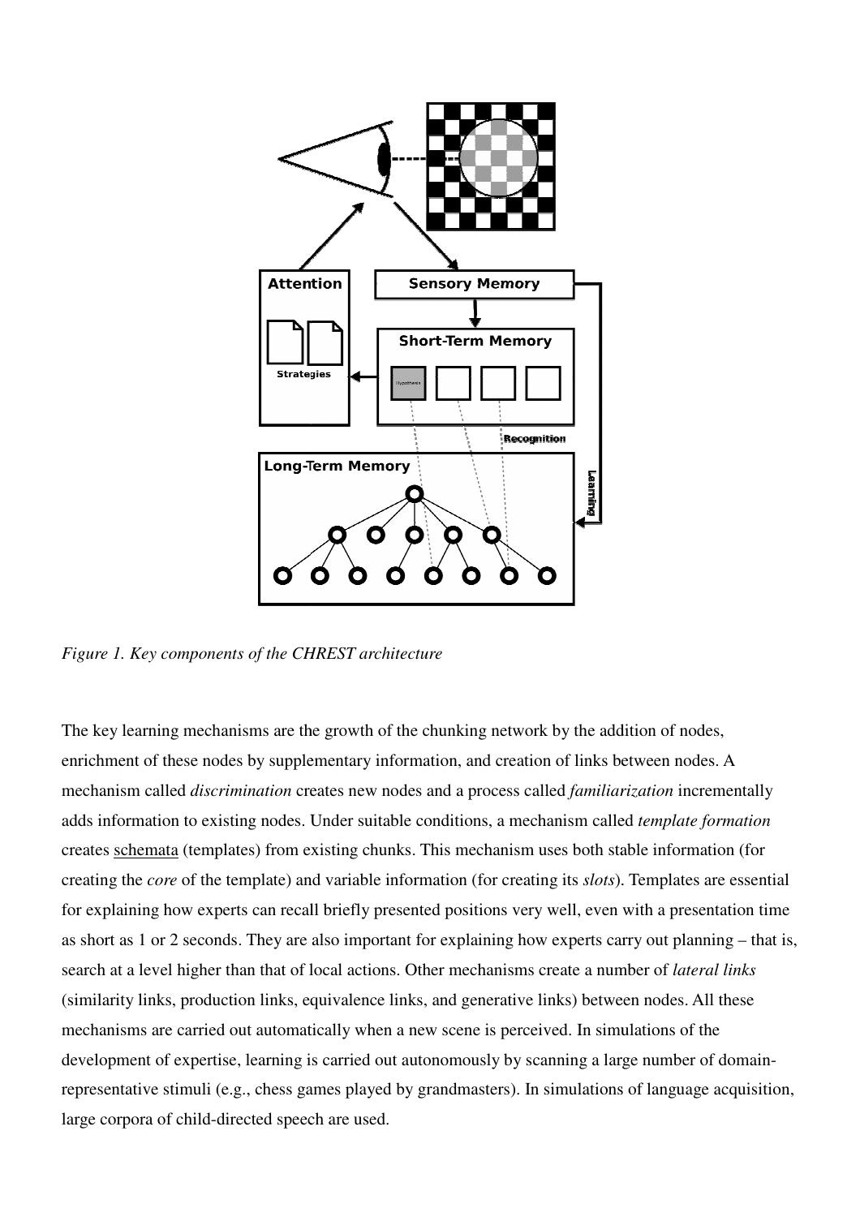*Figure 1. Key components of the CHREST architecture*

The key learning mechanisms are the growth of the chunking network by the addition of nodes, enrichment of these nodes by supplementary information, and creation of links between nodes. A mechanism called *discrimination* creates new nodes and a process called *familiarization* incrementally adds information to existing nodes. Under suitable conditions, a mechanism called *template formation* creates schemata (templates) from existing chunks. This mechanism uses both stable information (for creating the *core* of the template) and variable information (for creating its *slots*). Templates are essential for explaining how experts can recall briefly presented positions very well, even with a presentation time as short as 1 or 2 seconds. They are also important for explaining how experts carry out planning – that is, search at a level higher than that of local actions. Other mechanisms create a number of *lateral links* (similarity links, production links, equivalence links, and generative links) between nodes. All these mechanisms are carried out automatically when a new scene is perceived. In simulations of the development of expertise, learning is carried out autonomously by scanning a large number of domain-representative stimuli (e.g., chess games played by grandmasters). In simulations of language acquisition, large corpora of child-directed speech are used.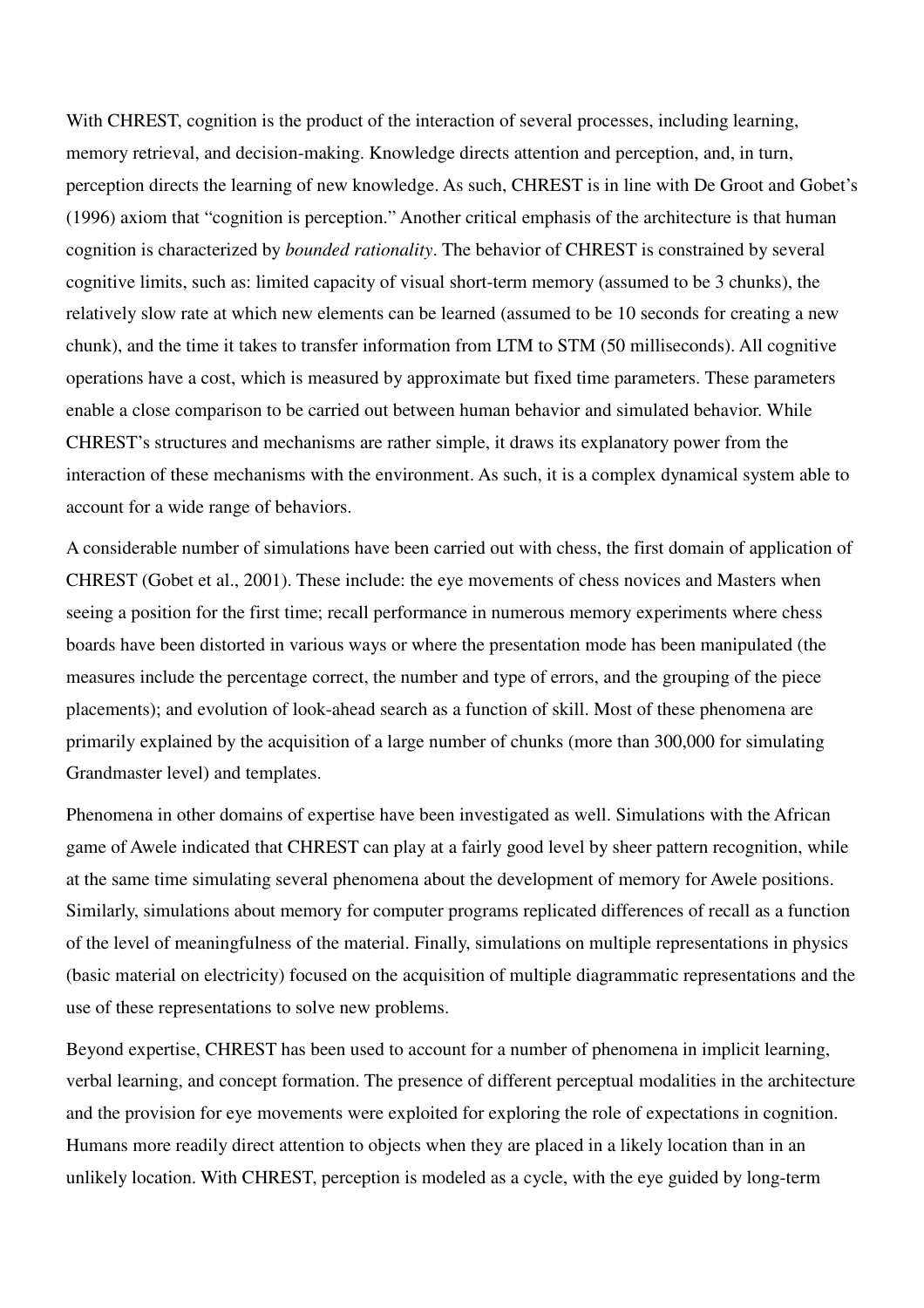With CHREST, cognition is the product of the interaction of several processes, including learning, memory retrieval, and decision-making. Knowledge directs attention and perception, and, in turn, perception directs the learning of new knowledge. As such, CHREST is in line with De Groot and Gobet's (1996) axiom that "cognition is perception." Another critical emphasis of the architecture is that human cognition is characterized by *bounded rationality*. The behavior of CHREST is constrained by several cognitive limits, such as: limited capacity of visual short-term memory (assumed to be 3 chunks), the relatively slow rate at which new elements can be learned (assumed to be 10 seconds for creating a new chunk), and the time it takes to transfer information from LTM to STM (50 milliseconds). All cognitive operations have a cost, which is measured by approximate but fixed time parameters. These parameters enable a close comparison to be carried out between human behavior and simulated behavior. While CHREST's structures and mechanisms are rather simple, it draws its explanatory power from the interaction of these mechanisms with the environment. As such, it is a complex dynamical system able to account for a wide range of behaviors.

A considerable number of simulations have been carried out with chess, the first domain of application of CHREST (Gobet et al., 2001). These include: the eye movements of chess novices and Masters when seeing a position for the first time; recall performance in numerous memory experiments where chess boards have been distorted in various ways or where the presentation mode has been manipulated (the measures include the percentage correct, the number and type of errors, and the grouping of the piece placements); and evolution of look-ahead search as a function of skill. Most of these phenomena are primarily explained by the acquisition of a large number of chunks (more than 300,000 for simulating Grandmaster level) and templates.

Phenomena in other domains of expertise have been investigated as well. Simulations with the African game of Awele indicated that CHREST can play at a fairly good level by sheer pattern recognition, while at the same time simulating several phenomena about the development of memory for Awele positions. Similarly, simulations about memory for computer programs replicated differences of recall as a function of the level of meaningfulness of the material. Finally, simulations on multiple representations in physics (basic material on electricity) focused on the acquisition of multiple diagrammatic representations and the use of these representations to solve new problems.

Beyond expertise, CHREST has been used to account for a number of phenomena in implicit learning, verbal learning, and concept formation. The presence of different perceptual modalities in the architecture and the provision for eye movements were exploited for exploring the role of expectations in cognition. Humans more readily direct attention to objects when they are placed in a likely location than in an unlikely location. With CHREST, perception is modeled as a cycle, with the eye guided by long-term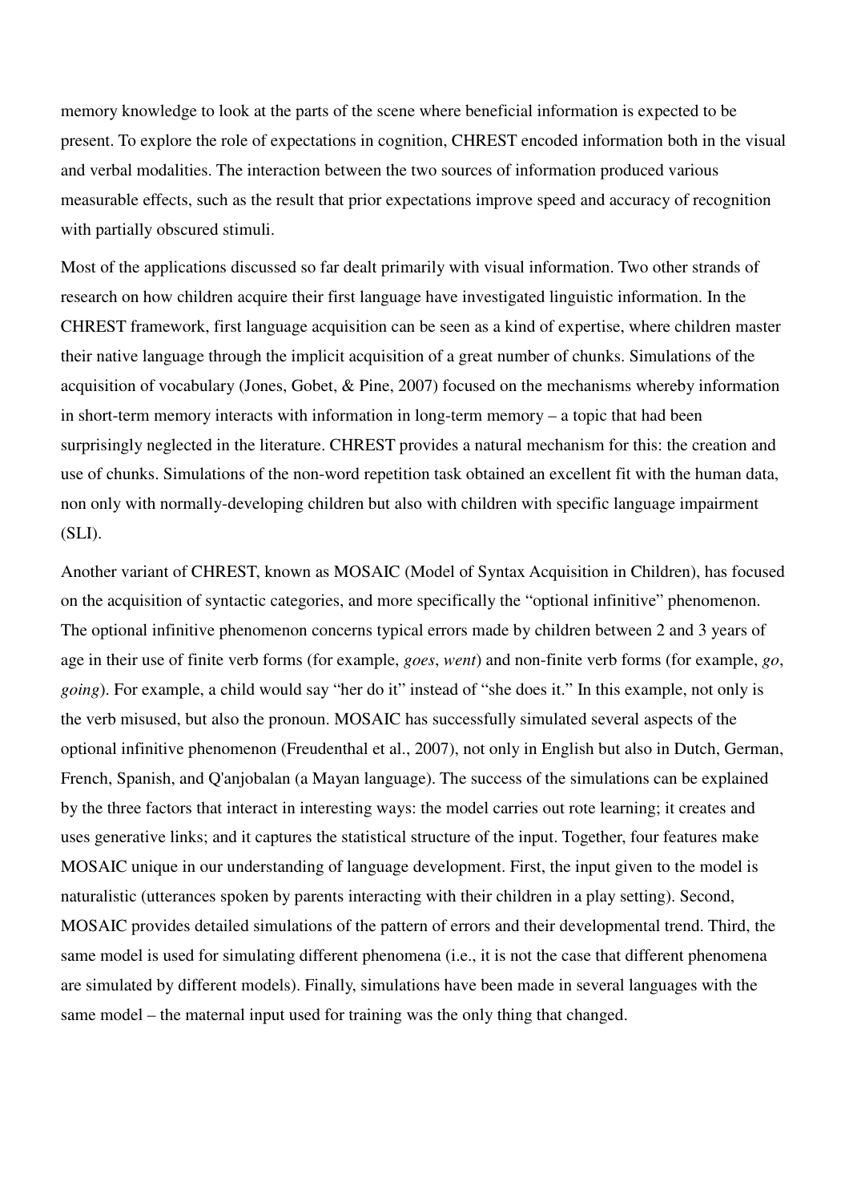memory knowledge to look at the parts of the scene where beneficial information is expected to be present. To explore the role of expectations in cognition, CHREST encoded information both in the visual and verbal modalities. The interaction between the two sources of information produced various measurable effects, such as the result that prior expectations improve speed and accuracy of recognition with partially obscured stimuli.

Most of the applications discussed so far dealt primarily with visual information. Two other strands of research on how children acquire their first language have investigated linguistic information. In the CHREST framework, first language acquisition can be seen as a kind of expertise, where children master their native language through the implicit acquisition of a great number of chunks. Simulations of the acquisition of vocabulary (Jones, Gobet, & Pine, 2007) focused on the mechanisms whereby information in short-term memory interacts with information in long-term memory – a topic that had been surprisingly neglected in the literature. CHREST provides a natural mechanism for this: the creation and use of chunks. Simulations of the non-word repetition task obtained an excellent fit with the human data, non only with normally-developing children but also with children with specific language impairment (SLI).

Another variant of CHREST, known as MOSAIC (Model of Syntax Acquisition in Children), has focused on the acquisition of syntactic categories, and more specifically the "optional infinitive" phenomenon. The optional infinitive phenomenon concerns typical errors made by children between 2 and 3 years of age in their use of finite verb forms (for example, *goes*, *went*) and non-finite verb forms (for example, *go*, *going*). For example, a child would say "her do it" instead of "she does it." In this example, not only is the verb misused, but also the pronoun. MOSAIC has successfully simulated several aspects of the optional infinitive phenomenon (Freudenthal et al., 2007), not only in English but also in Dutch, German, French, Spanish, and Q'anjobalan (a Mayan language). The success of the simulations can be explained by the three factors that interact in interesting ways: the model carries out rote learning; it creates and uses generative links; and it captures the statistical structure of the input. Together, four features make MOSAIC unique in our understanding of language development. First, the input given to the model is naturalistic (utterances spoken by parents interacting with their children in a play setting). Second, MOSAIC provides detailed simulations of the pattern of errors and their developmental trend. Third, the same model is used for simulating different phenomena (i.e., it is not the case that different phenomena are simulated by different models). Finally, simulations have been made in several languages with the same model – the maternal input used for training was the only thing that changed.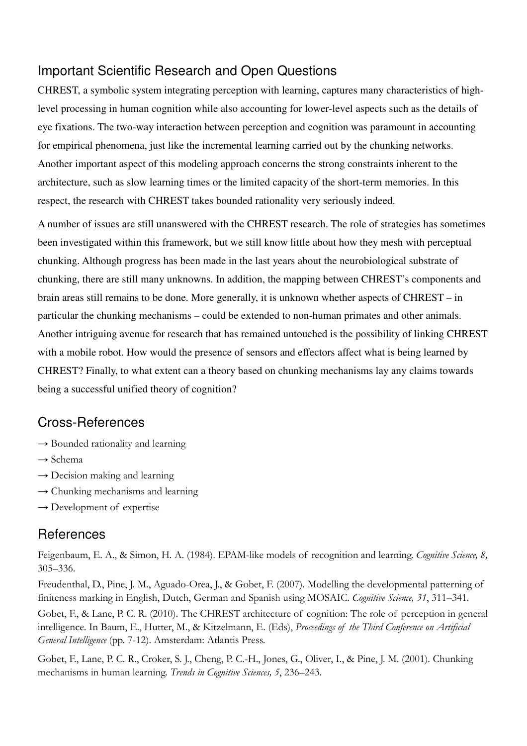## Important Scientific Research and Open Questions

CHREST, a symbolic system integrating perception with learning, captures many characteristics of high-level processing in human cognition while also accounting for lower-level aspects such as the details of eye fixations. The two-way interaction between perception and cognition was paramount in accounting for empirical phenomena, just like the incremental learning carried out by the chunking networks. Another important aspect of this modeling approach concerns the strong constraints inherent to the architecture, such as slow learning times or the limited capacity of the short-term memories. In this respect, the research with CHREST takes bounded rationality very seriously indeed.

A number of issues are still unanswered with the CHREST research. The role of strategies has sometimes been investigated within this framework, but we still know little about how they mesh with perceptual chunking. Although progress has been made in the last years about the neurobiological substrate of chunking, there are still many unknowns. In addition, the mapping between CHREST's components and brain areas still remains to be done. More generally, it is unknown whether aspects of CHREST – in particular the chunking mechanisms – could be extended to non-human primates and other animals. Another intriguing avenue for research that has remained untouched is the possibility of linking CHREST with a mobile robot. How would the presence of sensors and effectors affect what is being learned by CHREST? Finally, to what extent can a theory based on chunking mechanisms lay any claims towards being a successful unified theory of cognition?

## Cross-References

→ Bounded rationality and learning

→ Schema

→ Decision making and learning

→ Chunking mechanisms and learning

→ Development of expertise

## References

Feigenbaum, E. A., & Simon, H. A. (1984). EPAM-like models of recognition and learning. *Cognitive Science, 8,* 305–336.

Freudenthal, D., Pine, J. M., Aguado-Orea, J., & Gobet, F. (2007). Modelling the developmental patterning of finiteness marking in English, Dutch, German and Spanish using MOSAIC. *Cognitive Science, 31*, 311–341.

Gobet, F., & Lane, P. C. R. (2010). The CHREST architecture of cognition: The role of perception in general intelligence. In Baum, E., Hutter, M., & Kitzelmann, E. (Eds), *Proceedings of the Third Conference on Artificial General Intelligence* (pp. 7-12). Amsterdam: Atlantis Press.

Gobet, F., Lane, P. C. R., Croker, S. J., Cheng, P. C.-H., Jones, G., Oliver, I., & Pine, J. M. (2001). Chunking mechanisms in human learning. *Trends in Cognitive Sciences, 5*, 236–243.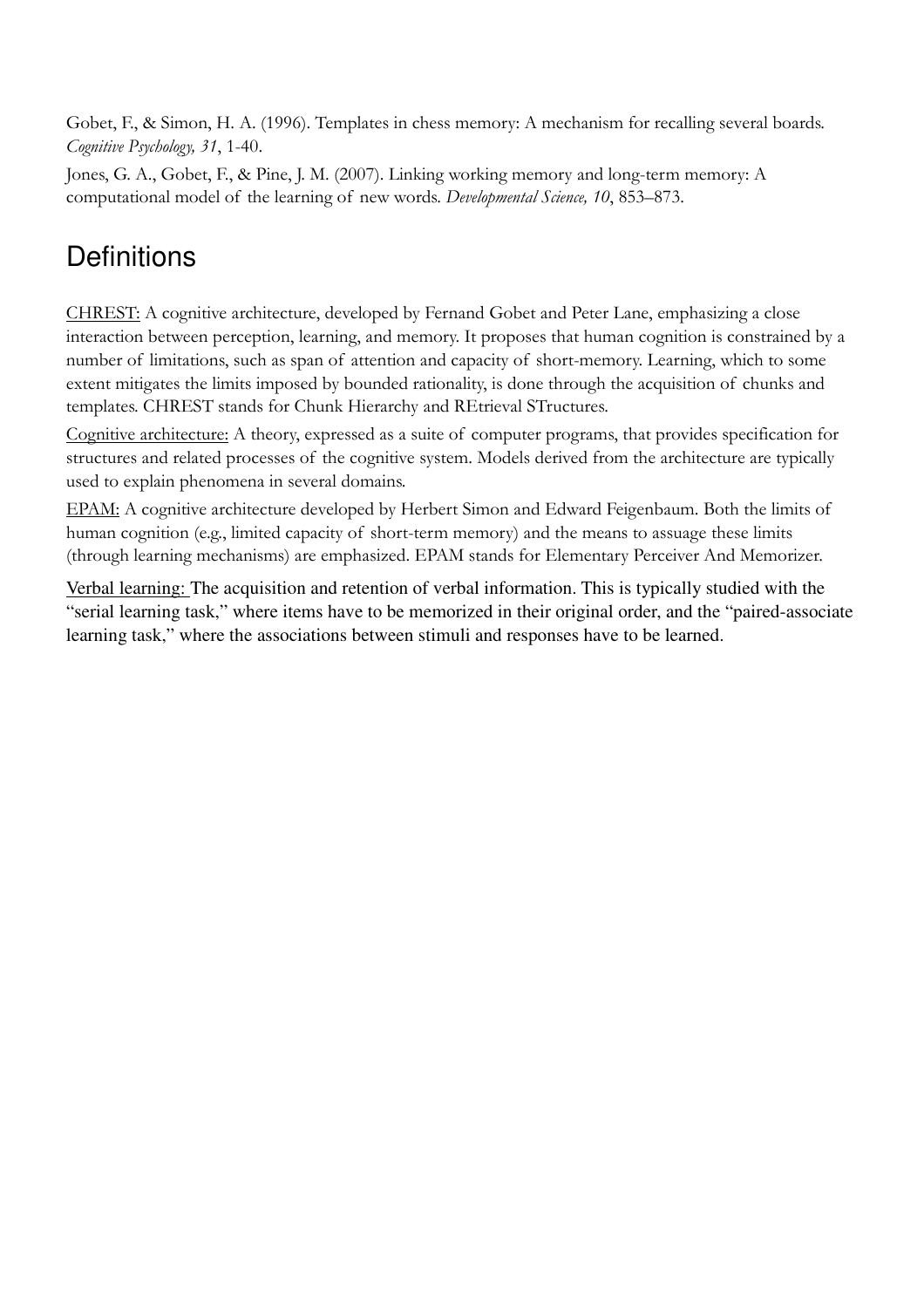Gobet, F., & Simon, H. A. (1996). Templates in chess memory: A mechanism for recalling several boards. *Cognitive Psychology, 31*, 1-40.

Jones, G. A., Gobet, F., & Pine, J. M. (2007). Linking working memory and long-term memory: A computational model of the learning of new words. *Developmental Science, 10*, 853–873.

## Definitions

CHREST: A cognitive architecture, developed by Fernand Gobet and Peter Lane, emphasizing a close interaction between perception, learning, and memory. It proposes that human cognition is constrained by a number of limitations, such as span of attention and capacity of short-memory. Learning, which to some extent mitigates the limits imposed by bounded rationality, is done through the acquisition of chunks and templates. CHREST stands for Chunk Hierarchy and REtrieval STructures.

Cognitive architecture: A theory, expressed as a suite of computer programs, that provides specification for structures and related processes of the cognitive system. Models derived from the architecture are typically used to explain phenomena in several domains.

EPAM: A cognitive architecture developed by Herbert Simon and Edward Feigenbaum. Both the limits of human cognition (e.g., limited capacity of short-term memory) and the means to assuage these limits (through learning mechanisms) are emphasized. EPAM stands for Elementary Perceiver And Memorizer.

Verbal learning: The acquisition and retention of verbal information. This is typically studied with the "serial learning task," where items have to be memorized in their original order, and the "paired-associate learning task," where the associations between stimuli and responses have to be learned.